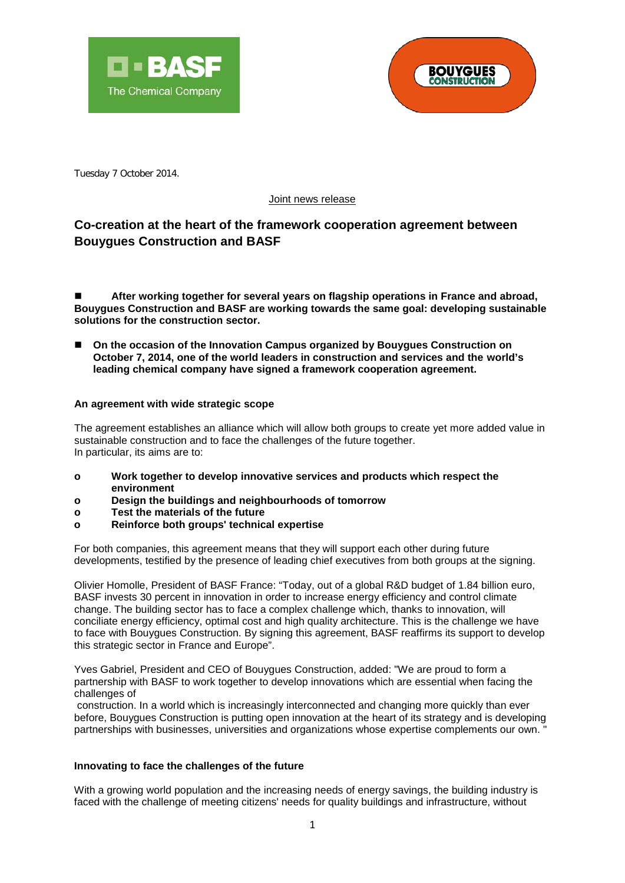Tuesday 7 October 2014.

Joint news release

## Co-creation at the heart of the framework cooperation agreement between Bouygues Construction and BASF

- **After working together for several years on flagship operations in France and abroad, Bouygues Construction and BASF are working towards the same goal: developing sustainable solutions for the construction sector.**

- **On the occasion of the Innovation Campus organized by Bouygues Construction on October 7, 2014, one of the world leaders in construction and services and the world's leading chemical company have signed a framework cooperation agreement.**

### An agreement with wide strategic scope

The agreement establishes an alliance which will allow both groups to create yet more added value in sustainable construction and to face the challenges of the future together.
In particular, its aims are to:

- **Work together to develop innovative services and products which respect the environment**
- **Design the buildings and neighbourhoods of tomorrow**
- **Test the materials of the future**
- **Reinforce both groups' technical expertise**

For both companies, this agreement means that they will support each other during future developments, testified by the presence of leading chief executives from both groups at the signing.

Olivier Homolle, President of BASF France: "Today, out of a global R&D budget of 1.84 billion euro, BASF invests 30 percent in innovation in order to increase energy efficiency and control climate change. The building sector has to face a complex challenge which, thanks to innovation, will conciliate energy efficiency, optimal cost and high quality architecture. This is the challenge we have to face with Bouygues Construction. By signing this agreement, BASF reaffirms its support to develop this strategic sector in France and Europe".

Yves Gabriel, President and CEO of Bouygues Construction, added: "We are proud to form a partnership with BASF to work together to develop innovations which are essential when facing the challenges of construction. In a world which is increasingly interconnected and changing more quickly than ever before, Bouygues Construction is putting open innovation at the heart of its strategy and is developing partnerships with businesses, universities and organizations whose expertise complements our own. "

### Innovating to face the challenges of the future

With a growing world population and the increasing needs of energy savings, the building industry is faced with the challenge of meeting citizens' needs for quality buildings and infrastructure, without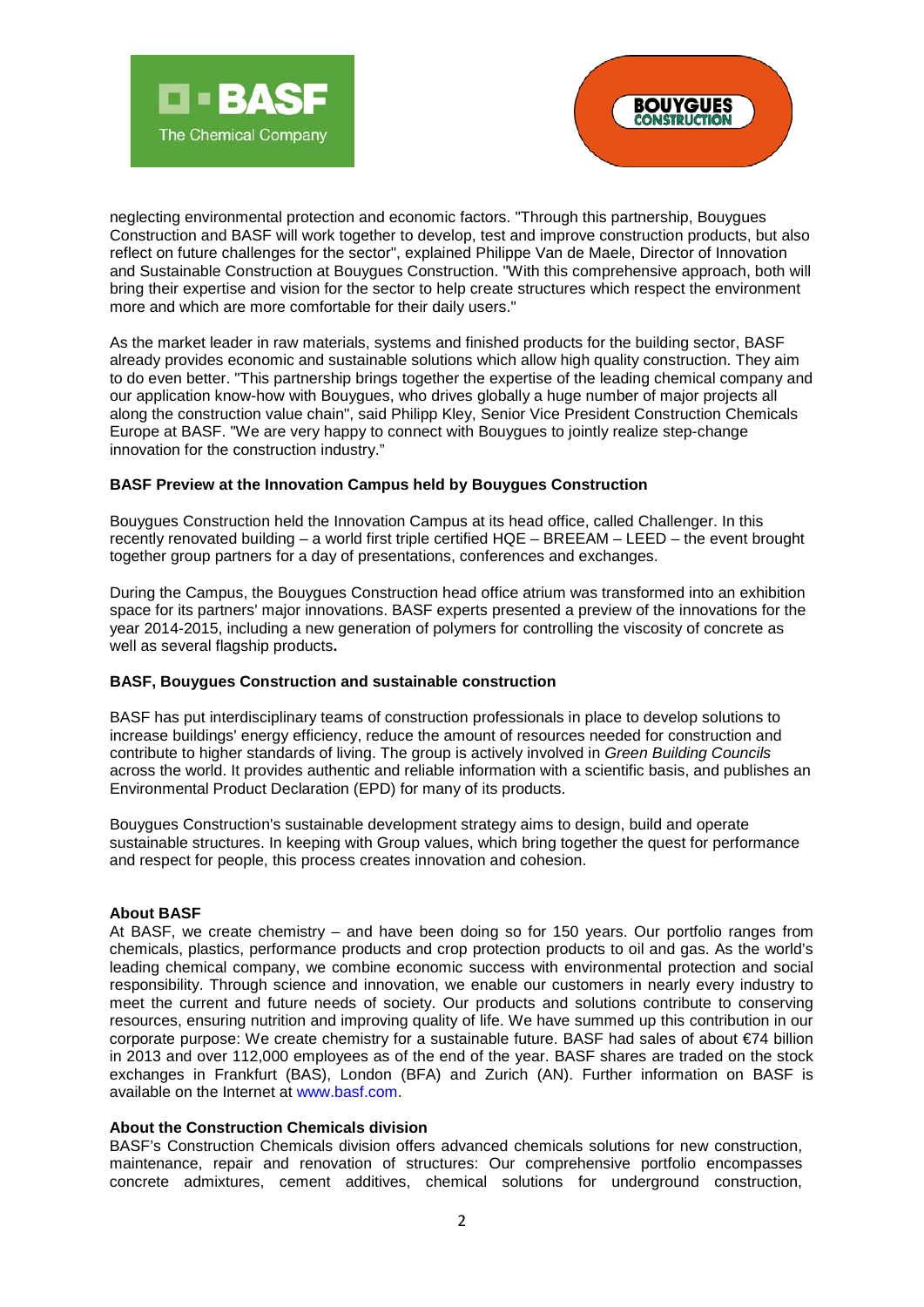neglecting environmental protection and economic factors. "Through this partnership, Bouygues Construction and BASF will work together to develop, test and improve construction products, but also reflect on future challenges for the sector", explained Philippe Van de Maele, Director of Innovation and Sustainable Construction at Bouygues Construction. "With this comprehensive approach, both will bring their expertise and vision for the sector to help create structures which respect the environment more and which are more comfortable for their daily users."

As the market leader in raw materials, systems and finished products for the building sector, BASF already provides economic and sustainable solutions which allow high quality construction. They aim to do even better. "This partnership brings together the expertise of the leading chemical company and our application know-how with Bouygues, who drives globally a huge number of major projects all along the construction value chain", said Philipp Kley, Senior Vice President Construction Chemicals Europe at BASF. "We are very happy to connect with Bouygues to jointly realize step-change innovation for the construction industry."

**BASF Preview at the Innovation Campus held by Bouygues Construction**

Bouygues Construction held the Innovation Campus at its head office, called Challenger. In this recently renovated building – a world first triple certified HQE – BREEAM – LEED – the event brought together group partners for a day of presentations, conferences and exchanges.

During the Campus, the Bouygues Construction head office atrium was transformed into an exhibition space for its partners' major innovations. BASF experts presented a preview of the innovations for the year 2014-2015, including a new generation of polymers for controlling the viscosity of concrete as well as several flagship products**.**

**BASF, Bouygues Construction and sustainable construction**

BASF has put interdisciplinary teams of construction professionals in place to develop solutions to increase buildings' energy efficiency, reduce the amount of resources needed for construction and contribute to higher standards of living. The group is actively involved in *Green Building Councils* across the world. It provides authentic and reliable information with a scientific basis, and publishes an Environmental Product Declaration (EPD) for many of its products.

Bouygues Construction's sustainable development strategy aims to design, build and operate sustainable structures. In keeping with Group values, which bring together the quest for performance and respect for people, this process creates innovation and cohesion.

**About BASF**

At BASF, we create chemistry – and have been doing so for 150 years. Our portfolio ranges from chemicals, plastics, performance products and crop protection products to oil and gas. As the world's leading chemical company, we combine economic success with environmental protection and social responsibility. Through science and innovation, we enable our customers in nearly every industry to meet the current and future needs of society. Our products and solutions contribute to conserving resources, ensuring nutrition and improving quality of life. We have summed up this contribution in our corporate purpose: We create chemistry for a sustainable future. BASF had sales of about €74 billion in 2013 and over 112,000 employees as of the end of the year. BASF shares are traded on the stock exchanges in Frankfurt (BAS), London (BFA) and Zurich (AN). Further information on BASF is available on the Internet at www.basf.com.

**About the Construction Chemicals division**

BASF's Construction Chemicals division offers advanced chemicals solutions for new construction, maintenance, repair and renovation of structures: Our comprehensive portfolio encompasses concrete admixtures, cement additives, chemical solutions for underground construction,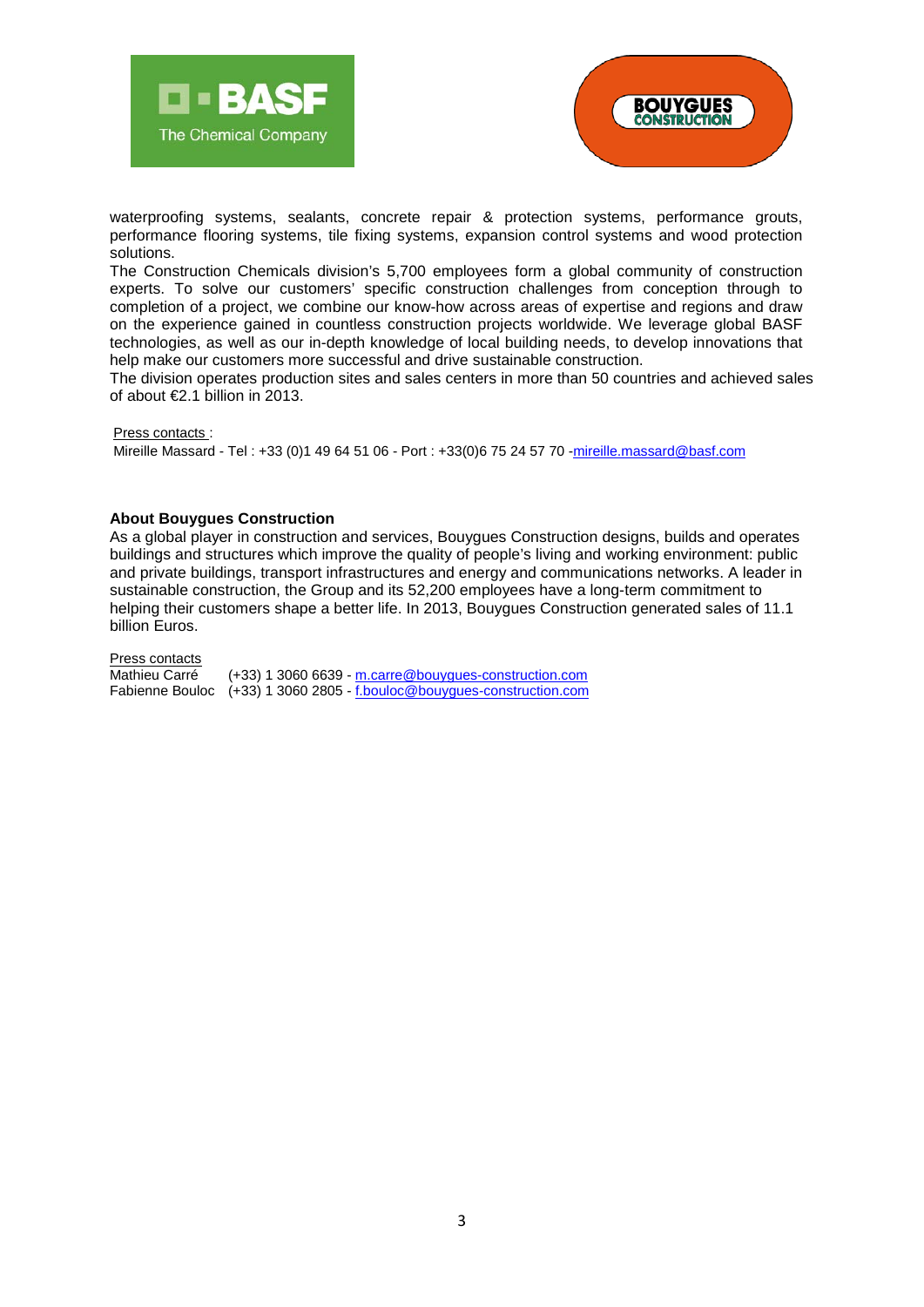waterproofing systems, sealants, concrete repair & protection systems, performance grouts, performance flooring systems, tile fixing systems, expansion control systems and wood protection solutions.

The Construction Chemicals division's 5,700 employees form a global community of construction experts. To solve our customers' specific construction challenges from conception through to completion of a project, we combine our know-how across areas of expertise and regions and draw on the experience gained in countless construction projects worldwide. We leverage global BASF technologies, as well as our in-depth knowledge of local building needs, to develop innovations that help make our customers more successful and drive sustainable construction.

The division operates production sites and sales centers in more than 50 countries and achieved sales of about €2.1 billion in 2013.

Press contacts :

Mireille Massard - Tel : +33 (0)1 49 64 51 06 - Port : +33(0)6 75 24 57 70 -mireille.massard@basf.com

**About Bouygues Construction**

As a global player in construction and services, Bouygues Construction designs, builds and operates buildings and structures which improve the quality of people's living and working environment: public and private buildings, transport infrastructures and energy and communications networks. A leader in sustainable construction, the Group and its 52,200 employees have a long-term commitment to helping their customers shape a better life. In 2013, Bouygues Construction generated sales of 11.1 billion Euros.

Press contacts

Mathieu Carré (+33) 1 3060 6639 - m.carre@bouygues-construction.com

Fabienne Bouloc (+33) 1 3060 2805 - f.bouloc@bouygues-construction.com